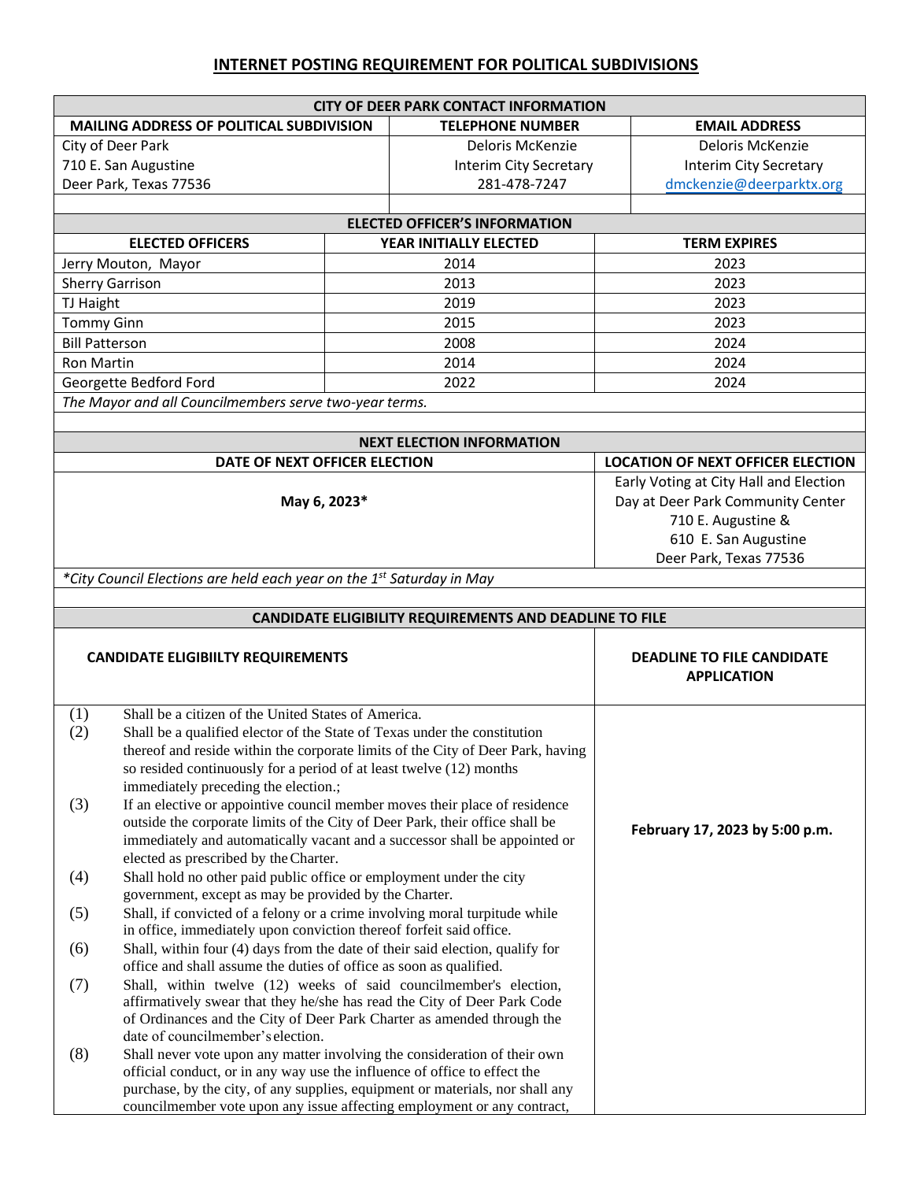# INTERNET POSTING REQUIREMENT FOR POLITICAL SUBDIVISIONS

| CITY OF DEER PARK CONTACT INFORMATION | | |
|---|---|---|
| **MAILING ADDRESS OF POLITICAL SUBDIVISION** | **TELEPHONE NUMBER** | **EMAIL ADDRESS** |
| City of Deer Park<br>710 E. San Augustine<br>Deer Park, Texas 77536 | Deloris McKenzie<br>Interim City Secretary<br>281-478-7247 | Deloris McKenzie<br>Interim City Secretary<br>dmckenzie@deerparktx.org |

| ELECTED OFFICER'S INFORMATION | | |
|---|---|---|
| **ELECTED OFFICERS** | **YEAR INITIALLY ELECTED** | **TERM EXPIRES** |
| Jerry Mouton, Mayor | 2014 | 2023 |
| Sherry Garrison | 2013 | 2023 |
| TJ Haight | 2019 | 2023 |
| Tommy Ginn | 2015 | 2023 |
| Bill Patterson | 2008 | 2024 |
| Ron Martin | 2014 | 2024 |
| Georgette Bedford Ford | 2022 | 2024 |

*The Mayor and all Councilmembers serve two-year terms.*

| NEXT ELECTION INFORMATION | |
|---|---|
| **DATE OF NEXT OFFICER ELECTION** | **LOCATION OF NEXT OFFICER ELECTION** |
| **May 6, 2023*** | Early Voting at City Hall and Election Day at Deer Park Community Center<br>710 E. Augustine &<br>610 E. San Augustine<br>Deer Park, Texas 77536 |

*\*City Council Elections are held each year on the 1st Saturday in May*

| CANDIDATE ELIGIBILITY REQUIREMENTS AND DEADLINE TO FILE | |
|---|---|
| **CANDIDATE ELIGIBIILTY REQUIREMENTS** | **DEADLINE TO FILE CANDIDATE APPLICATION** |
| (1) Shall be a citizen of the United States of America.<br>(2) Shall be a qualified elector of the State of Texas under the constitution thereof and reside within the corporate limits of the City of Deer Park, having so resided continuously for a period of at least twelve (12) months immediately preceding the election.;<br>(3) If an elective or appointive council member moves their place of residence outside the corporate limits of the City of Deer Park, their office shall be immediately and automatically vacant and a successor shall be appointed or elected as prescribed by the Charter.<br>(4) Shall hold no other paid public office or employment under the city government, except as may be provided by the Charter.<br>(5) Shall, if convicted of a felony or a crime involving moral turpitude while in office, immediately upon conviction thereof forfeit said office.<br>(6) Shall, within four (4) days from the date of their said election, qualify for office and shall assume the duties of office as soon as qualified.<br>(7) Shall, within twelve (12) weeks of said councilmember's election, affirmatively swear that they he/she has read the City of Deer Park Code of Ordinances and the City of Deer Park Charter as amended through the date of councilmember's election.<br>(8) Shall never vote upon any matter involving the consideration of their own official conduct, or in any way use the influence of office to effect the purchase, by the city, of any supplies, equipment or materials, nor shall any councilmember vote upon any issue affecting employment or any contract, | **February 17, 2023 by 5:00 p.m.** |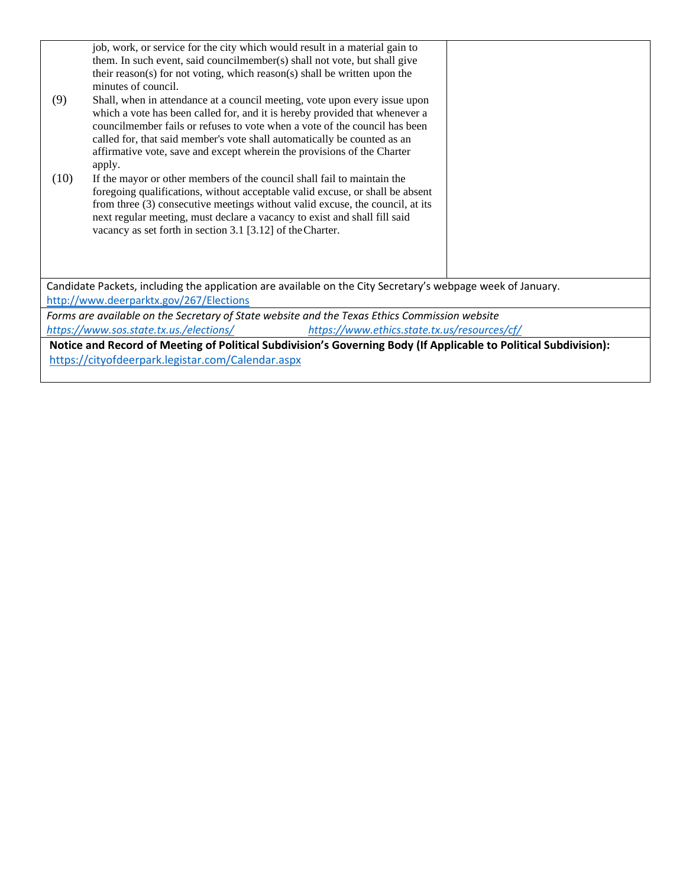| | |
|---|---|
| job, work, or service for the city which would result in a material gain to them. In such event, said councilmember(s) shall not vote, but shall give their reason(s) for not voting, which reason(s) shall be written upon the minutes of council.<br>(9) Shall, when in attendance at a council meeting, vote upon every issue upon which a vote has been called for, and it is hereby provided that whenever a councilmember fails or refuses to vote when a vote of the council has been called for, that said member's vote shall automatically be counted as an affirmative vote, save and except wherein the provisions of the Charter apply.<br>(10) If the mayor or other members of the council shall fail to maintain the foregoing qualifications, without acceptable valid excuse, or shall be absent from three (3) consecutive meetings without valid excuse, the council, at its next regular meeting, must declare a vacancy to exist and shall fill said vacancy as set forth in section 3.1 [3.12] of the Charter. | |

Candidate Packets, including the application are available on the City Secretary's webpage week of January.
http://www.deerparktx.gov/267/Elections

*Forms are available on the Secretary of State website and the Texas Ethics Commission website*
*https://www.sos.state.tx.us./elections/* *https://www.ethics.state.tx.us/resources/cf/*

**Notice and Record of Meeting of Political Subdivision's Governing Body (If Applicable to Political Subdivision):**
https://cityofdeerpark.legistar.com/Calendar.aspx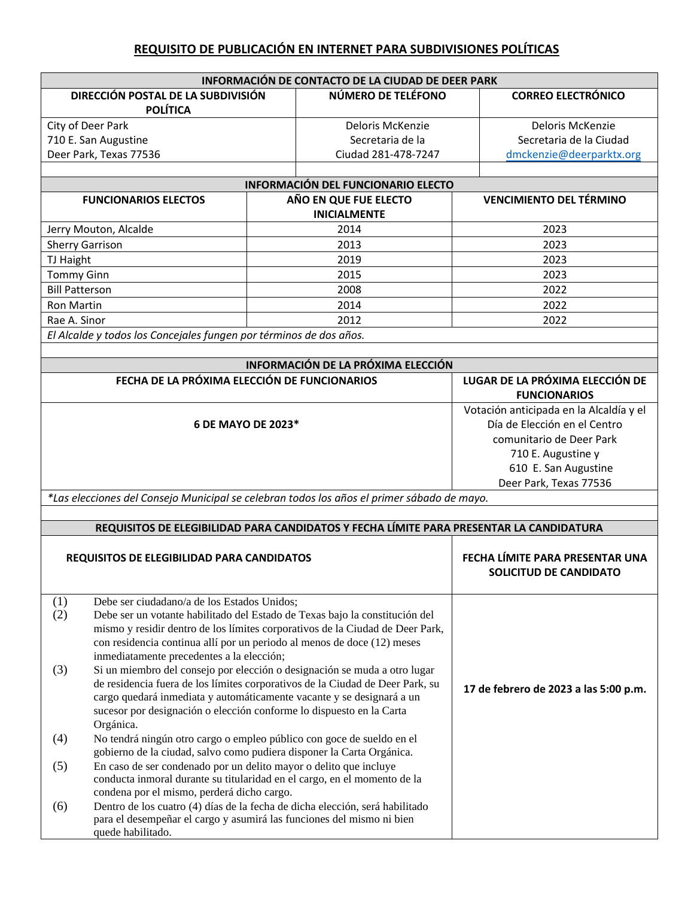## REQUISITO DE PUBLICACIÓN EN INTERNET PARA SUBDIVISIONES POLÍTICAS

| INFORMACIÓN DE CONTACTO DE LA CIUDAD DE DEER PARK | | |
|---|---|---|
| **DIRECCIÓN POSTAL DE LA SUBDIVISIÓN POLÍTICA** | **NÚMERO DE TELÉFONO** | **CORREO ELECTRÓNICO** |
| City of Deer Park<br>710 E. San Augustine<br>Deer Park, Texas 77536 | Deloris McKenzie<br>Secretaria de la Ciudad 281-478-7247 | Deloris McKenzie<br>Secretaria de la Ciudad<br>dmckenzie@deerparktx.org |

| INFORMACIÓN DEL FUNCIONARIO ELECTO | | |
|---|---|---|
| **FUNCIONARIOS ELECTOS** | **AÑO EN QUE FUE ELECTO INICIALMENTE** | **VENCIMIENTO DEL TÉRMINO** |
| Jerry Mouton, Alcalde | 2014 | 2023 |
| Sherry Garrison | 2013 | 2023 |
| TJ Haight | 2019 | 2023 |
| Tommy Ginn | 2015 | 2023 |
| Bill Patterson | 2008 | 2022 |
| Ron Martin | 2014 | 2022 |
| Rae A. Sinor | 2012 | 2022 |
| *El Alcalde y todos los Concejales fungen por términos de dos años.* | | |

| INFORMACIÓN DE LA PRÓXIMA ELECCIÓN | |
|---|---|
| **FECHA DE LA PRÓXIMA ELECCIÓN DE FUNCIONARIOS** | **LUGAR DE LA PRÓXIMA ELECCIÓN DE FUNCIONARIOS** |
| **6 DE MAYO DE 2023*** | Votación anticipada en la Alcaldía y el Día de Elección en el Centro comunitario de Deer Park<br>710 E. Augustine y<br>610 E. San Augustine<br>Deer Park, Texas 77536 |
| *\*Las elecciones del Consejo Municipal se celebran todos los años el primer sábado de mayo.* | |

| REQUISITOS DE ELEGIBILIDAD PARA CANDIDATOS Y FECHA LÍMITE PARA PRESENTAR LA CANDIDATURA | |
|---|---|
| **REQUISITOS DE ELEGIBILIDAD PARA CANDIDATOS** | **FECHA LÍMITE PARA PRESENTAR UNA SOLICITUD DE CANDIDATO** |
| (1) Debe ser ciudadano/a de los Estados Unidos;<br>(2) Debe ser un votante habilitado del Estado de Texas bajo la constitución del mismo y residir dentro de los límites corporativos de la Ciudad de Deer Park, con residencia continua allí por un periodo al menos de doce (12) meses inmediatamente precedentes a la elección;<br>(3) Si un miembro del consejo por elección o designación se muda a otro lugar de residencia fuera de los límites corporativos de la Ciudad de Deer Park, su cargo quedará inmediata y automáticamente vacante y se designará a un sucesor por designación o elección conforme lo dispuesto en la Carta Orgánica.<br>(4) No tendrá ningún otro cargo o empleo público con goce de sueldo en el gobierno de la ciudad, salvo como pudiera disponer la Carta Orgánica.<br>(5) En caso de ser condenado por un delito mayor o delito que incluye conducta inmoral durante su titularidad en el cargo, en el momento de la condena por el mismo, perderá dicho cargo.<br>(6) Dentro de los cuatro (4) días de la fecha de dicha elección, será habilitado para el desempeñar el cargo y asumirá las funciones del mismo ni bien quede habilitado. | **17 de febrero de 2023 a las 5:00 p.m.** |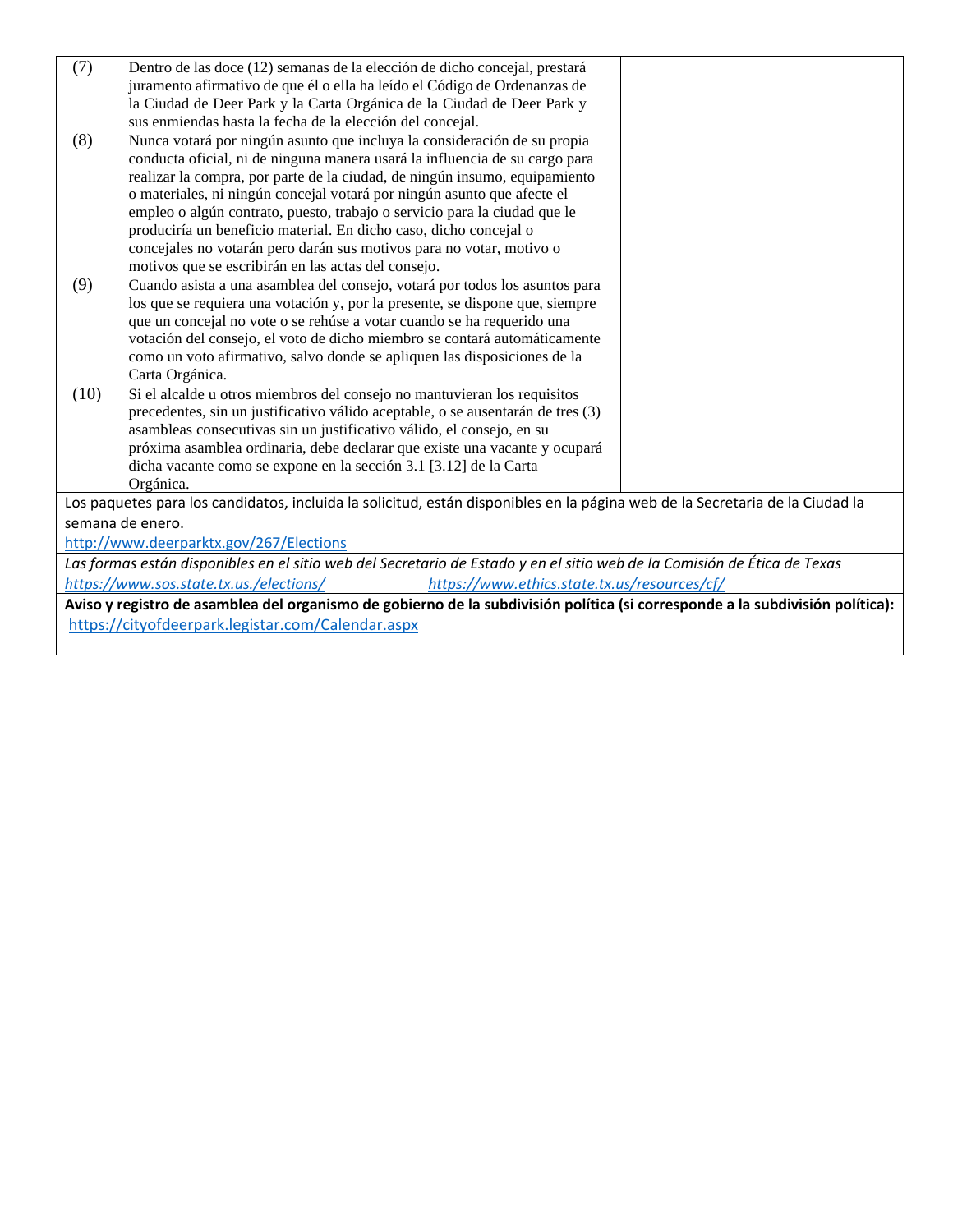| | | |
|---|---|---|
| (7) | Dentro de las doce (12) semanas de la elección de dicho concejal, prestará juramento afirmativo de que él o ella ha leído el Código de Ordenanzas de la Ciudad de Deer Park y la Carta Orgánica de la Ciudad de Deer Park y sus enmiendas hasta la fecha de la elección del concejal. | |
| (8) | Nunca votará por ningún asunto que incluya la consideración de su propia conducta oficial, ni de ninguna manera usará la influencia de su cargo para realizar la compra, por parte de la ciudad, de ningún insumo, equipamiento o materiales, ni ningún concejal votará por ningún asunto que afecte el empleo o algún contrato, puesto, trabajo o servicio para la ciudad que le produciría un beneficio material. En dicho caso, dicho concejal o concejales no votarán pero darán sus motivos para no votar, motivo o motivos que se escribirán en las actas del consejo. | |
| (9) | Cuando asista a una asamblea del consejo, votará por todos los asuntos para los que se requiera una votación y, por la presente, se dispone que, siempre que un concejal no vote o se rehúse a votar cuando se ha requerido una votación del consejo, el voto de dicho miembro se contará automáticamente como un voto afirmativo, salvo donde se apliquen las disposiciones de la Carta Orgánica. | |
| (10) | Si el alcalde u otros miembros del consejo no mantuvieran los requisitos precedentes, sin un justificativo válido aceptable, o se ausentarán de tres (3) asambleas consecutivas sin un justificativo válido, el consejo, en su próxima asamblea ordinaria, debe declarar que existe una vacante y ocupará dicha vacante como se expone en la sección 3.1 [3.12] de la Carta Orgánica. | |

Los paquetes para los candidatos, incluida la solicitud, están disponibles en la página web de la Secretaria de la Ciudad la semana de enero.
http://www.deerparktx.gov/267/Elections

*Las formas están disponibles en el sitio web del Secretario de Estado y en el sitio web de la Comisión de Ética de Texas*
*https://www.sos.state.tx.us./elections/* *https://www.ethics.state.tx.us/resources/cf/*

**Aviso y registro de asamblea del organismo de gobierno de la subdivisión política (si corresponde a la subdivisión política):**
https://cityofdeerpark.legistar.com/Calendar.aspx